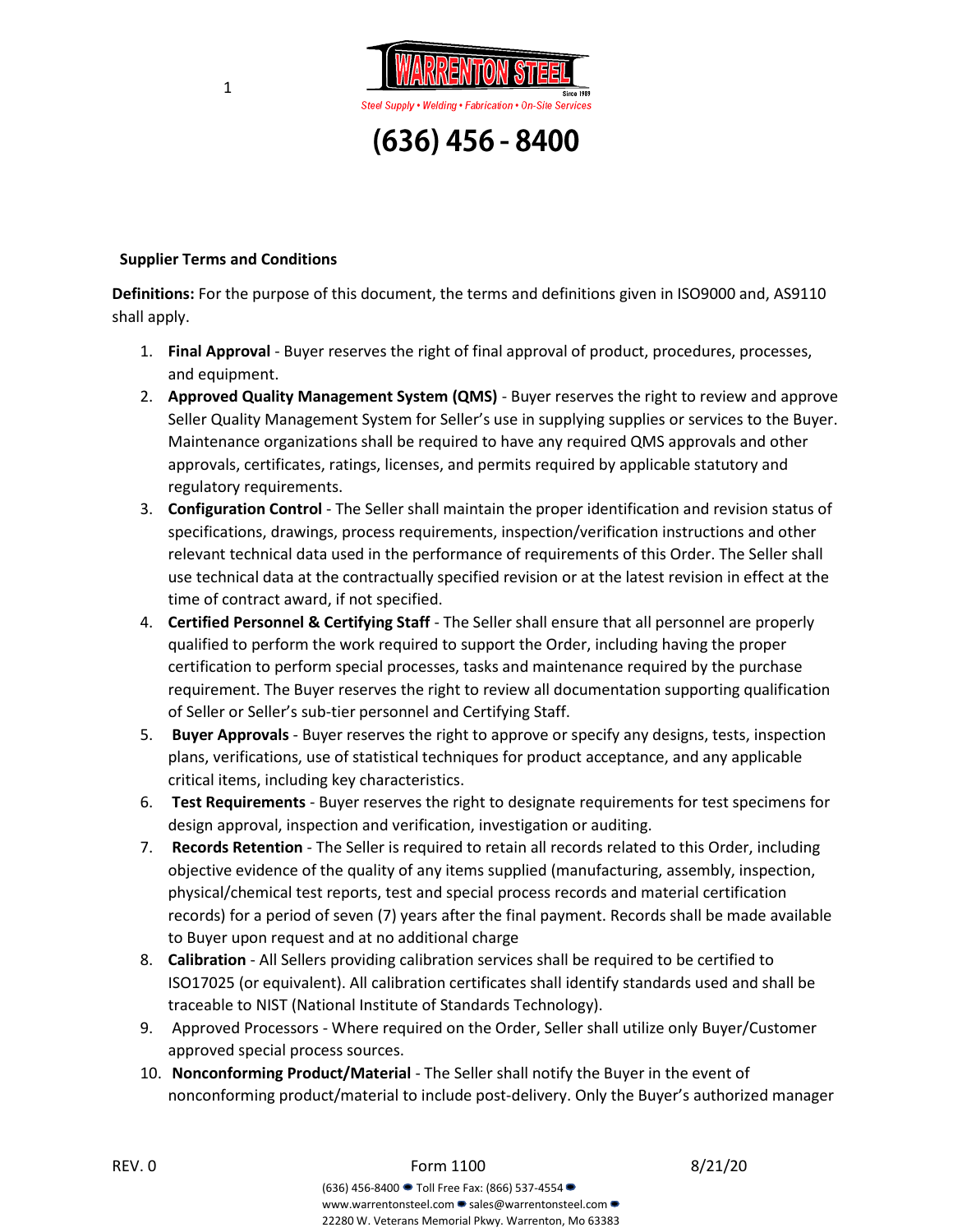(636) 456 - 8400

**Supplier Terms and Conditions**

**Definitions:** For the purpose of this document, the terms and definitions given in ISO9000 and, AS9110 shall apply.

1. **Final Approval** - Buyer reserves the right of final approval of product, procedures, processes, and equipment.
2. **Approved Quality Management System (QMS)** - Buyer reserves the right to review and approve Seller Quality Management System for Seller's use in supplying supplies or services to the Buyer. Maintenance organizations shall be required to have any required QMS approvals and other approvals, certificates, ratings, licenses, and permits required by applicable statutory and regulatory requirements.
3. **Configuration Control** - The Seller shall maintain the proper identification and revision status of specifications, drawings, process requirements, inspection/verification instructions and other relevant technical data used in the performance of requirements of this Order. The Seller shall use technical data at the contractually specified revision or at the latest revision in effect at the time of contract award, if not specified.
4. **Certified Personnel & Certifying Staff** - The Seller shall ensure that all personnel are properly qualified to perform the work required to support the Order, including having the proper certification to perform special processes, tasks and maintenance required by the purchase requirement. The Buyer reserves the right to review all documentation supporting qualification of Seller or Seller's sub-tier personnel and Certifying Staff.
5. **Buyer Approvals** - Buyer reserves the right to approve or specify any designs, tests, inspection plans, verifications, use of statistical techniques for product acceptance, and any applicable critical items, including key characteristics.
6. **Test Requirements** - Buyer reserves the right to designate requirements for test specimens for design approval, inspection and verification, investigation or auditing.
7. **Records Retention** - The Seller is required to retain all records related to this Order, including objective evidence of the quality of any items supplied (manufacturing, assembly, inspection, physical/chemical test reports, test and special process records and material certification records) for a period of seven (7) years after the final payment. Records shall be made available to Buyer upon request and at no additional charge
8. **Calibration** - All Sellers providing calibration services shall be required to be certified to ISO17025 (or equivalent). All calibration certificates shall identify standards used and shall be traceable to NIST (National Institute of Standards Technology).
9. Approved Processors - Where required on the Order, Seller shall utilize only Buyer/Customer approved special process sources.
10. **Nonconforming Product/Material** - The Seller shall notify the Buyer in the event of nonconforming product/material to include post-delivery. Only the Buyer's authorized manager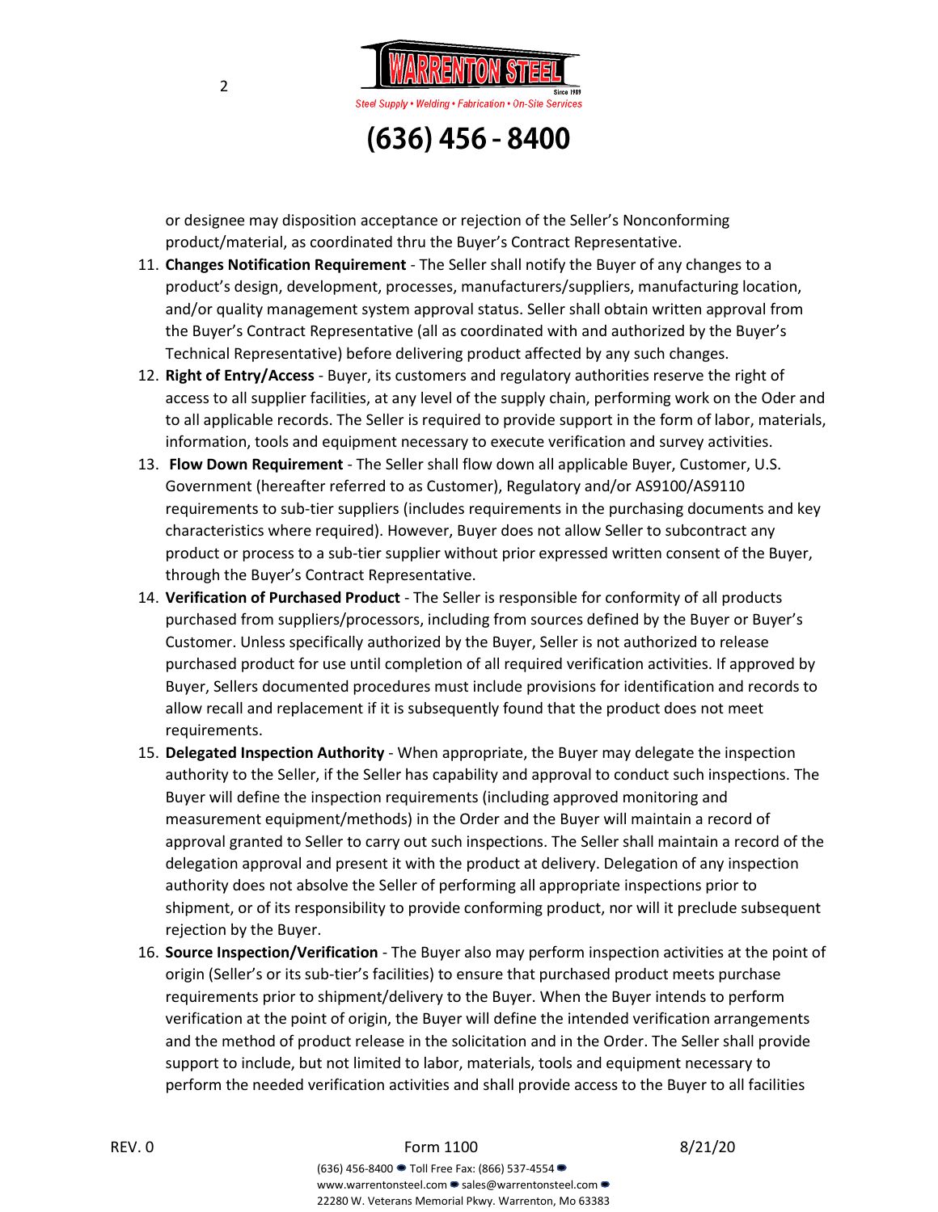or designee may disposition acceptance or rejection of the Seller's Nonconforming product/material, as coordinated thru the Buyer's Contract Representative.

11. **Changes Notification Requirement** - The Seller shall notify the Buyer of any changes to a product's design, development, processes, manufacturers/suppliers, manufacturing location, and/or quality management system approval status. Seller shall obtain written approval from the Buyer's Contract Representative (all as coordinated with and authorized by the Buyer's Technical Representative) before delivering product affected by any such changes.
12. **Right of Entry/Access** - Buyer, its customers and regulatory authorities reserve the right of access to all supplier facilities, at any level of the supply chain, performing work on the Oder and to all applicable records. The Seller is required to provide support in the form of labor, materials, information, tools and equipment necessary to execute verification and survey activities.
13. **Flow Down Requirement** - The Seller shall flow down all applicable Buyer, Customer, U.S. Government (hereafter referred to as Customer), Regulatory and/or AS9100/AS9110 requirements to sub-tier suppliers (includes requirements in the purchasing documents and key characteristics where required). However, Buyer does not allow Seller to subcontract any product or process to a sub-tier supplier without prior expressed written consent of the Buyer, through the Buyer's Contract Representative.
14. **Verification of Purchased Product** - The Seller is responsible for conformity of all products purchased from suppliers/processors, including from sources defined by the Buyer or Buyer's Customer. Unless specifically authorized by the Buyer, Seller is not authorized to release purchased product for use until completion of all required verification activities. If approved by Buyer, Sellers documented procedures must include provisions for identification and records to allow recall and replacement if it is subsequently found that the product does not meet requirements.
15. **Delegated Inspection Authority** - When appropriate, the Buyer may delegate the inspection authority to the Seller, if the Seller has capability and approval to conduct such inspections. The Buyer will define the inspection requirements (including approved monitoring and measurement equipment/methods) in the Order and the Buyer will maintain a record of approval granted to Seller to carry out such inspections. The Seller shall maintain a record of the delegation approval and present it with the product at delivery. Delegation of any inspection authority does not absolve the Seller of performing all appropriate inspections prior to shipment, or of its responsibility to provide conforming product, nor will it preclude subsequent rejection by the Buyer.
16. **Source Inspection/Verification** - The Buyer also may perform inspection activities at the point of origin (Seller's or its sub-tier's facilities) to ensure that purchased product meets purchase requirements prior to shipment/delivery to the Buyer. When the Buyer intends to perform verification at the point of origin, the Buyer will define the intended verification arrangements and the method of product release in the solicitation and in the Order. The Seller shall provide support to include, but not limited to labor, materials, tools and equipment necessary to perform the needed verification activities and shall provide access to the Buyer to all facilities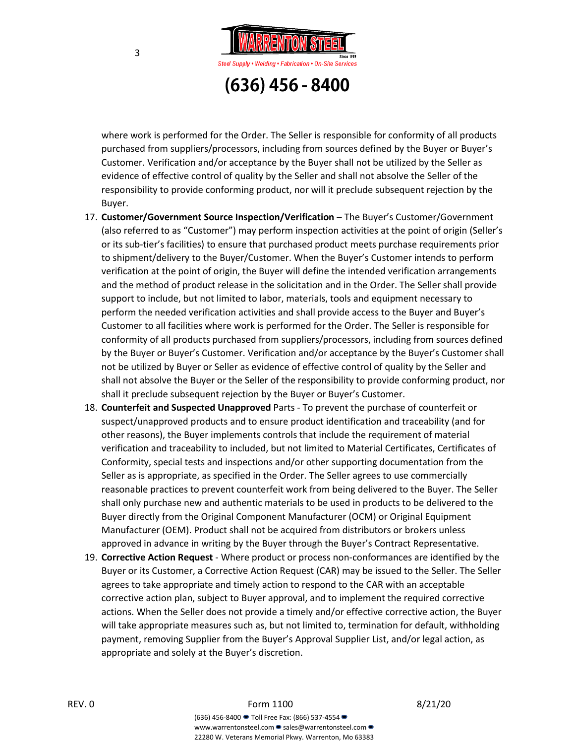where work is performed for the Order. The Seller is responsible for conformity of all products purchased from suppliers/processors, including from sources defined by the Buyer or Buyer's Customer. Verification and/or acceptance by the Buyer shall not be utilized by the Seller as evidence of effective control of quality by the Seller and shall not absolve the Seller of the responsibility to provide conforming product, nor will it preclude subsequent rejection by the Buyer.

17. **Customer/Government Source Inspection/Verification** – The Buyer's Customer/Government (also referred to as "Customer") may perform inspection activities at the point of origin (Seller's or its sub-tier's facilities) to ensure that purchased product meets purchase requirements prior to shipment/delivery to the Buyer/Customer. When the Buyer's Customer intends to perform verification at the point of origin, the Buyer will define the intended verification arrangements and the method of product release in the solicitation and in the Order. The Seller shall provide support to include, but not limited to labor, materials, tools and equipment necessary to perform the needed verification activities and shall provide access to the Buyer and Buyer's Customer to all facilities where work is performed for the Order. The Seller is responsible for conformity of all products purchased from suppliers/processors, including from sources defined by the Buyer or Buyer's Customer. Verification and/or acceptance by the Buyer's Customer shall not be utilized by Buyer or Seller as evidence of effective control of quality by the Seller and shall not absolve the Buyer or the Seller of the responsibility to provide conforming product, nor shall it preclude subsequent rejection by the Buyer or Buyer's Customer.
18. **Counterfeit and Suspected Unapproved** Parts - To prevent the purchase of counterfeit or suspect/unapproved products and to ensure product identification and traceability (and for other reasons), the Buyer implements controls that include the requirement of material verification and traceability to included, but not limited to Material Certificates, Certificates of Conformity, special tests and inspections and/or other supporting documentation from the Seller as is appropriate, as specified in the Order. The Seller agrees to use commercially reasonable practices to prevent counterfeit work from being delivered to the Buyer. The Seller shall only purchase new and authentic materials to be used in products to be delivered to the Buyer directly from the Original Component Manufacturer (OCM) or Original Equipment Manufacturer (OEM). Product shall not be acquired from distributors or brokers unless approved in advance in writing by the Buyer through the Buyer's Contract Representative.
19. **Corrective Action Request** - Where product or process non-conformances are identified by the Buyer or its Customer, a Corrective Action Request (CAR) may be issued to the Seller. The Seller agrees to take appropriate and timely action to respond to the CAR with an acceptable corrective action plan, subject to Buyer approval, and to implement the required corrective actions. When the Seller does not provide a timely and/or effective corrective action, the Buyer will take appropriate measures such as, but not limited to, termination for default, withholding payment, removing Supplier from the Buyer's Approval Supplier List, and/or legal action, as appropriate and solely at the Buyer's discretion.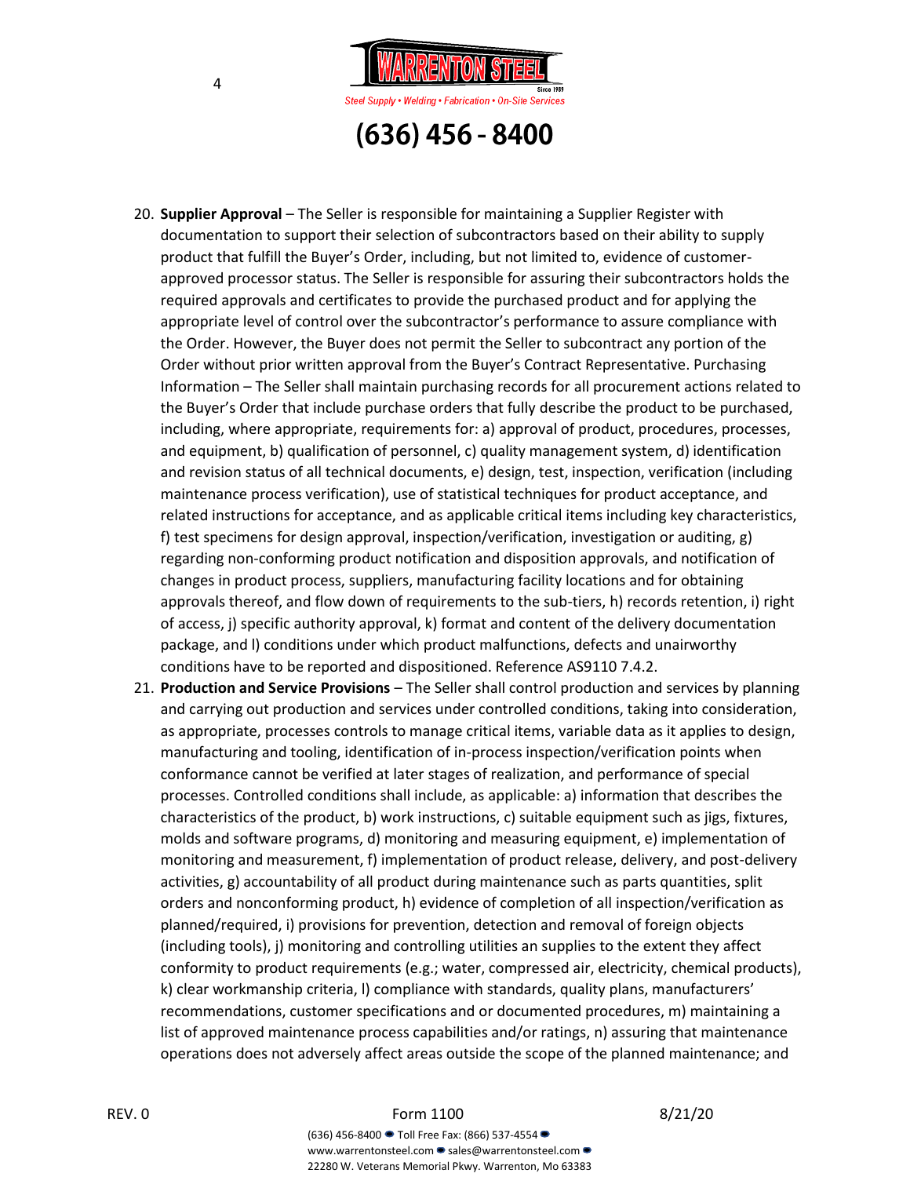20. **Supplier Approval** – The Seller is responsible for maintaining a Supplier Register with documentation to support their selection of subcontractors based on their ability to supply product that fulfill the Buyer's Order, including, but not limited to, evidence of customer-approved processor status. The Seller is responsible for assuring their subcontractors holds the required approvals and certificates to provide the purchased product and for applying the appropriate level of control over the subcontractor's performance to assure compliance with the Order. However, the Buyer does not permit the Seller to subcontract any portion of the Order without prior written approval from the Buyer's Contract Representative. Purchasing Information – The Seller shall maintain purchasing records for all procurement actions related to the Buyer's Order that include purchase orders that fully describe the product to be purchased, including, where appropriate, requirements for: a) approval of product, procedures, processes, and equipment, b) qualification of personnel, c) quality management system, d) identification and revision status of all technical documents, e) design, test, inspection, verification (including maintenance process verification), use of statistical techniques for product acceptance, and related instructions for acceptance, and as applicable critical items including key characteristics, f) test specimens for design approval, inspection/verification, investigation or auditing, g) regarding non-conforming product notification and disposition approvals, and notification of changes in product process, suppliers, manufacturing facility locations and for obtaining approvals thereof, and flow down of requirements to the sub-tiers, h) records retention, i) right of access, j) specific authority approval, k) format and content of the delivery documentation package, and l) conditions under which product malfunctions, defects and unairworthy conditions have to be reported and dispositioned. Reference AS9110 7.4.2.
21. **Production and Service Provisions** – The Seller shall control production and services by planning and carrying out production and services under controlled conditions, taking into consideration, as appropriate, processes controls to manage critical items, variable data as it applies to design, manufacturing and tooling, identification of in-process inspection/verification points when conformance cannot be verified at later stages of realization, and performance of special processes. Controlled conditions shall include, as applicable: a) information that describes the characteristics of the product, b) work instructions, c) suitable equipment such as jigs, fixtures, molds and software programs, d) monitoring and measuring equipment, e) implementation of monitoring and measurement, f) implementation of product release, delivery, and post-delivery activities, g) accountability of all product during maintenance such as parts quantities, split orders and nonconforming product, h) evidence of completion of all inspection/verification as planned/required, i) provisions for prevention, detection and removal of foreign objects (including tools), j) monitoring and controlling utilities an supplies to the extent they affect conformity to product requirements (e.g.; water, compressed air, electricity, chemical products), k) clear workmanship criteria, l) compliance with standards, quality plans, manufacturers' recommendations, customer specifications and or documented procedures, m) maintaining a list of approved maintenance process capabilities and/or ratings, n) assuring that maintenance operations does not adversely affect areas outside the scope of the planned maintenance; and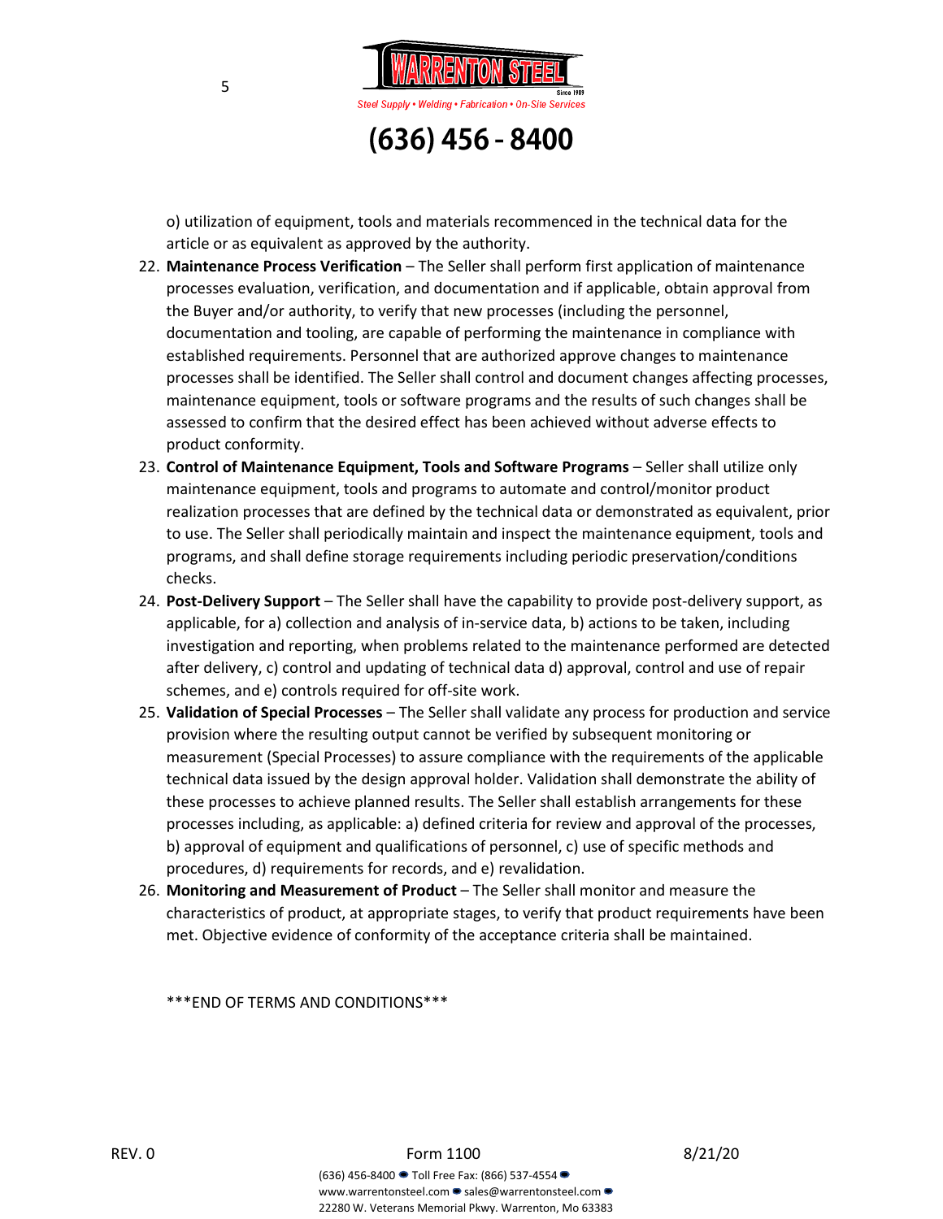o) utilization of equipment, tools and materials recommenced in the technical data for the article or as equivalent as approved by the authority.

22. **Maintenance Process Verification** – The Seller shall perform first application of maintenance processes evaluation, verification, and documentation and if applicable, obtain approval from the Buyer and/or authority, to verify that new processes (including the personnel, documentation and tooling, are capable of performing the maintenance in compliance with established requirements. Personnel that are authorized approve changes to maintenance processes shall be identified. The Seller shall control and document changes affecting processes, maintenance equipment, tools or software programs and the results of such changes shall be assessed to confirm that the desired effect has been achieved without adverse effects to product conformity.
23. **Control of Maintenance Equipment, Tools and Software Programs** – Seller shall utilize only maintenance equipment, tools and programs to automate and control/monitor product realization processes that are defined by the technical data or demonstrated as equivalent, prior to use. The Seller shall periodically maintain and inspect the maintenance equipment, tools and programs, and shall define storage requirements including periodic preservation/conditions checks.
24. **Post-Delivery Support** – The Seller shall have the capability to provide post-delivery support, as applicable, for a) collection and analysis of in-service data, b) actions to be taken, including investigation and reporting, when problems related to the maintenance performed are detected after delivery, c) control and updating of technical data d) approval, control and use of repair schemes, and e) controls required for off-site work.
25. **Validation of Special Processes** – The Seller shall validate any process for production and service provision where the resulting output cannot be verified by subsequent monitoring or measurement (Special Processes) to assure compliance with the requirements of the applicable technical data issued by the design approval holder. Validation shall demonstrate the ability of these processes to achieve planned results. The Seller shall establish arrangements for these processes including, as applicable: a) defined criteria for review and approval of the processes, b) approval of equipment and qualifications of personnel, c) use of specific methods and procedures, d) requirements for records, and e) revalidation.
26. **Monitoring and Measurement of Product** – The Seller shall monitor and measure the characteristics of product, at appropriate stages, to verify that product requirements have been met. Objective evidence of conformity of the acceptance criteria shall be maintained.

***END OF TERMS AND CONDITIONS***